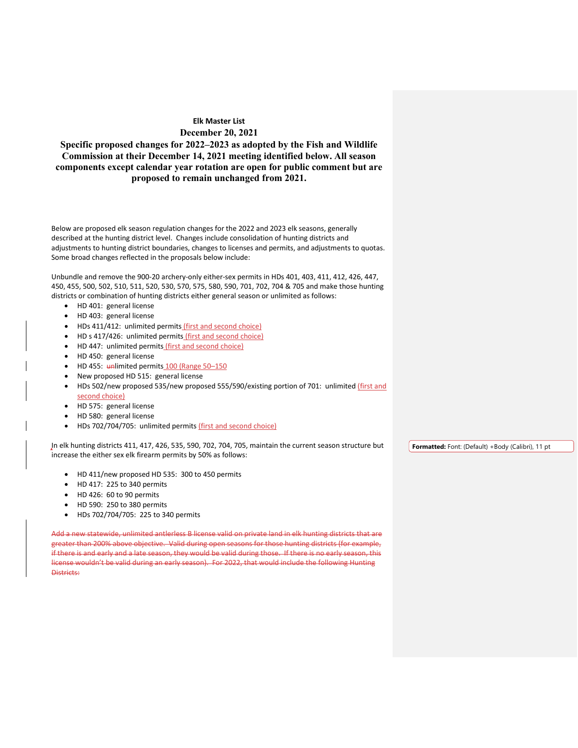**Elk Master List**

**December 20, 2021**

**Specific proposed changes for 2022–2023 as adopted by the Fish and Wildlife Commission at their December 14, 2021 meeting identified below. All season components except calendar year rotation are open for public comment but are proposed to remain unchanged from 2021.**

Below are proposed elk season regulation changes for the 2022 and 2023 elk seasons, generally described at the hunting district level. Changes include consolidation of hunting districts and adjustments to hunting district boundaries, changes to licenses and permits, and adjustments to quotas. Some broad changes reflected in the proposals below include:

Unbundle and remove the 900-20 archery-only either-sex permits in HDs 401, 403, 411, 412, 426, 447, 450, 455, 500, 502, 510, 511, 520, 530, 570, 575, 580, 590, 701, 702, 704 & 705 and make those hunting districts or combination of hunting districts either general season or unlimited as follows:

- HD 401: general license
- HD 403: general license
- HDs 411/412: unlimited permits (first and second choice)
- HD s 417/426: unlimited permits (first and second choice)
- HD 447: unlimited permits (first and second choice)
- HD 450: general license
- HD 455: ~~un~~limited permits 100 (Range 50–150
- New proposed HD 515: general license
- HDs 502/new proposed 535/new proposed 555/590/existing portion of 701: unlimited (first and second choice)
- HD 575: general license
- HD 580: general license
- HDs 702/704/705: unlimited permits (first and second choice)

In elk hunting districts 411, 417, 426, 535, 590, 702, 704, 705, maintain the current season structure but increase the either sex elk firearm permits by 50% as follows:

- HD 411/new proposed HD 535: 300 to 450 permits
- HD 417: 225 to 340 permits
- HD 426: 60 to 90 permits
- HD 590: 250 to 380 permits
- HDs 702/704/705: 225 to 340 permits

~~Add a new statewide, unlimited antlerless B license valid on private land in elk hunting districts that are greater than 200% above objective. Valid during open seasons for those hunting districts (for example, if there is and early and a late season, they would be valid during those. If there is no early season, this license wouldn't be valid during an early season). For 2022, that would include the following Hunting Districts:~~

Formatted: Font: (Default) +Body (Calibri), 11 pt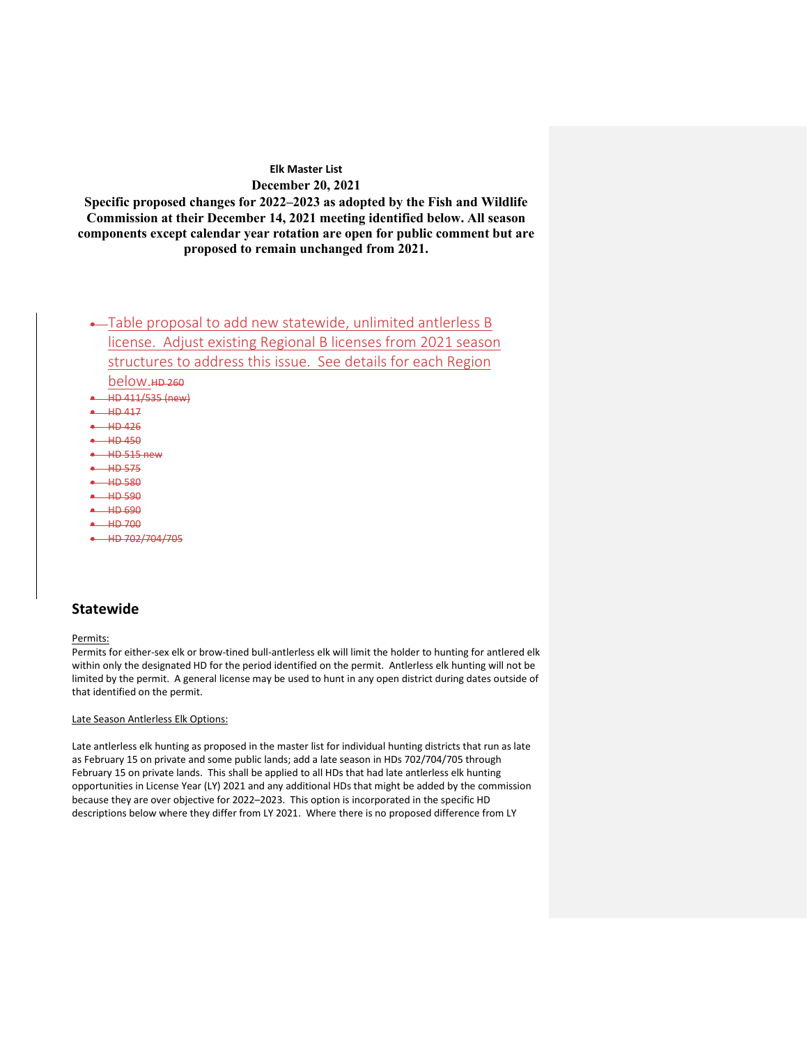**Elk Master List**

**December 20, 2021**

**Specific proposed changes for 2022–2023 as adopted by the Fish and Wildlife Commission at their December 14, 2021 meeting identified below. All season components except calendar year rotation are open for public comment but are proposed to remain unchanged from 2021.**

- Table proposal to add new statewide, unlimited antlerless B license. Adjust existing Regional B licenses from 2021 season structures to address this issue. See details for each Region below.~~HD 260~~
- ~~HD 411/535 (new)~~
- ~~HD 417~~
- ~~HD 426~~
- ~~HD 450~~
- ~~HD 515 new~~
- ~~HD 575~~
- ~~HD 580~~
- ~~HD 590~~
- ~~HD 690~~
- ~~HD 700~~
- ~~HD 702/704/705~~

## Statewide

Permits:

Permits for either-sex elk or brow-tined bull-antlerless elk will limit the holder to hunting for antlered elk within only the designated HD for the period identified on the permit. Antlerless elk hunting will not be limited by the permit. A general license may be used to hunt in any open district during dates outside of that identified on the permit.

Late Season Antlerless Elk Options:

Late antlerless elk hunting as proposed in the master list for individual hunting districts that run as late as February 15 on private and some public lands; add a late season in HDs 702/704/705 through February 15 on private lands. This shall be applied to all HDs that had late antlerless elk hunting opportunities in License Year (LY) 2021 and any additional HDs that might be added by the commission because they are over objective for 2022–2023. This option is incorporated in the specific HD descriptions below where they differ from LY 2021. Where there is no proposed difference from LY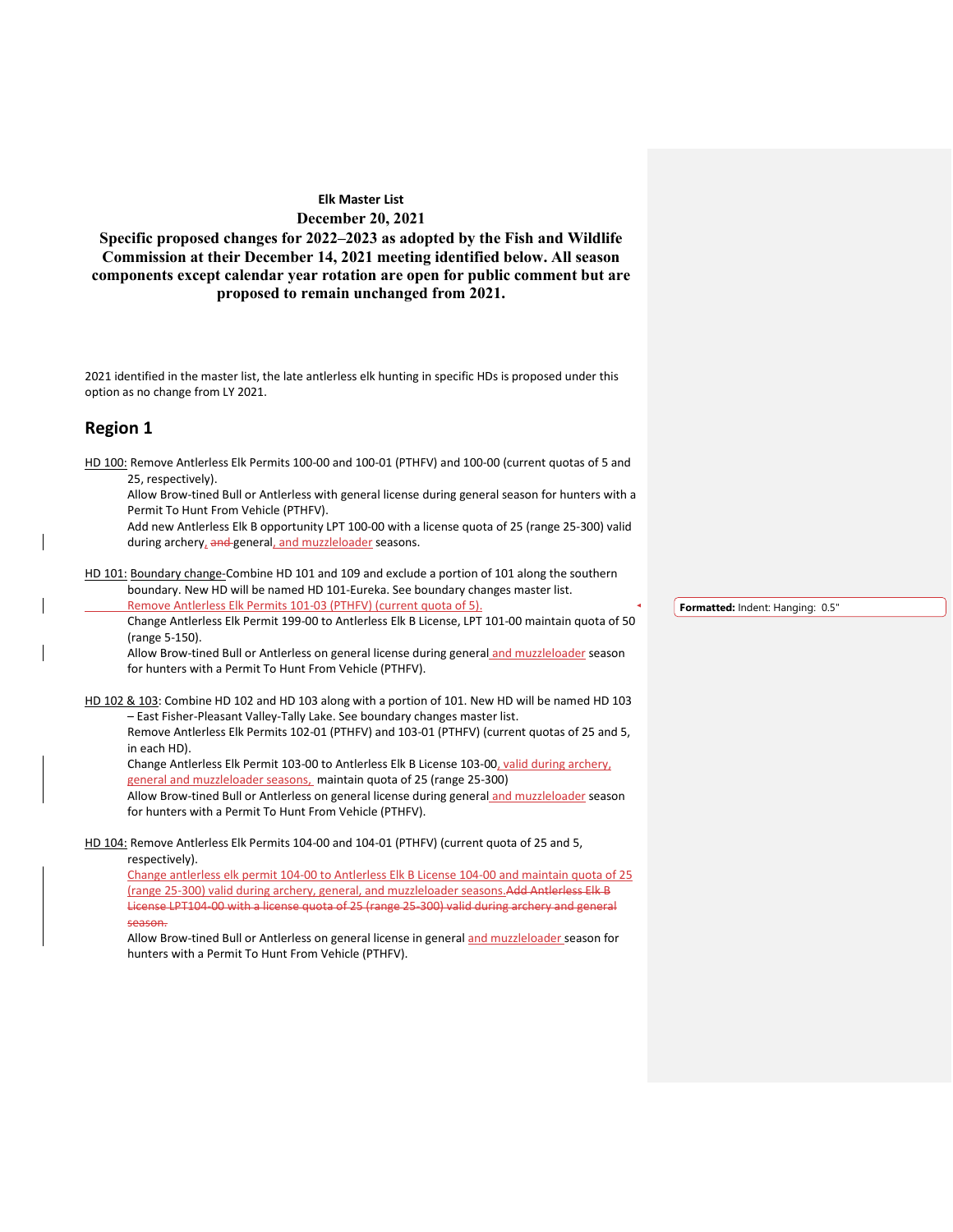**Elk Master List**

**December 20, 2021**

**Specific proposed changes for 2022–2023 as adopted by the Fish and Wildlife Commission at their December 14, 2021 meeting identified below. All season components except calendar year rotation are open for public comment but are proposed to remain unchanged from 2021.**

2021 identified in the master list, the late antlerless elk hunting in specific HDs is proposed under this option as no change from LY 2021.

## Region 1

HD 100: Remove Antlerless Elk Permits 100-00 and 100-01 (PTHFV) and 100-00 (current quotas of 5 and 25, respectively).

Allow Brow-tined Bull or Antlerless with general license during general season for hunters with a Permit To Hunt From Vehicle (PTHFV).

Add new Antlerless Elk B opportunity LPT 100-00 with a license quota of 25 (range 25-300) valid during archery, ~~and~~ general, and muzzleloader seasons.

HD 101: Boundary change-Combine HD 101 and 109 and exclude a portion of 101 along the southern boundary. New HD will be named HD 101-Eureka. See boundary changes master list.

Remove Antlerless Elk Permits 101-03 (PTHFV) (current quota of 5).

Change Antlerless Elk Permit 199-00 to Antlerless Elk B License, LPT 101-00 maintain quota of 50 (range 5-150).

Allow Brow-tined Bull or Antlerless on general license during general and muzzleloader season for hunters with a Permit To Hunt From Vehicle (PTHFV).

HD 102 & 103: Combine HD 102 and HD 103 along with a portion of 101. New HD will be named HD 103 – East Fisher-Pleasant Valley-Tally Lake. See boundary changes master list.

Remove Antlerless Elk Permits 102-01 (PTHFV) and 103-01 (PTHFV) (current quotas of 25 and 5, in each HD).

Change Antlerless Elk Permit 103-00 to Antlerless Elk B License 103-00, valid during archery, general and muzzleloader seasons, maintain quota of 25 (range 25-300)

Allow Brow-tined Bull or Antlerless on general license during general and muzzleloader season for hunters with a Permit To Hunt From Vehicle (PTHFV).

HD 104: Remove Antlerless Elk Permits 104-00 and 104-01 (PTHFV) (current quota of 25 and 5, respectively).

Change antlerless elk permit 104-00 to Antlerless Elk B License 104-00 and maintain quota of 25 (range 25-300) valid during archery, general, and muzzleloader seasons.~~Add Antlerless Elk B License LPT104-00 with a license quota of 25 (range 25-300) valid during archery and general season.~~

Allow Brow-tined Bull or Antlerless on general license in general and muzzleloader season for hunters with a Permit To Hunt From Vehicle (PTHFV).

**Formatted:** Indent: Hanging: 0.5"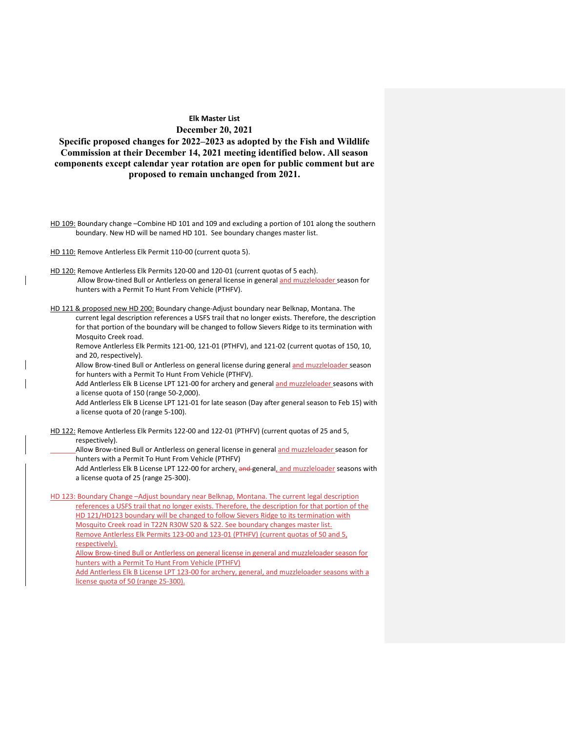**Elk Master List**

**December 20, 2021**

**Specific proposed changes for 2022–2023 as adopted by the Fish and Wildlife Commission at their December 14, 2021 meeting identified below. All season components except calendar year rotation are open for public comment but are proposed to remain unchanged from 2021.**

HD 109: Boundary change –Combine HD 101 and 109 and excluding a portion of 101 along the southern boundary. New HD will be named HD 101. See boundary changes master list.

HD 110: Remove Antlerless Elk Permit 110-00 (current quota 5).

HD 120: Remove Antlerless Elk Permits 120-00 and 120-01 (current quotas of 5 each).
Allow Brow-tined Bull or Antlerless on general license in general and muzzleloader season for hunters with a Permit To Hunt From Vehicle (PTHFV).

HD 121 & proposed new HD 200: Boundary change-Adjust boundary near Belknap, Montana. The current legal description references a USFS trail that no longer exists. Therefore, the description for that portion of the boundary will be changed to follow Sievers Ridge to its termination with Mosquito Creek road.
Remove Antlerless Elk Permits 121-00, 121-01 (PTHFV), and 121-02 (current quotas of 150, 10, and 20, respectively).
Allow Brow-tined Bull or Antlerless on general license during general and muzzleloader season for hunters with a Permit To Hunt From Vehicle (PTHFV).
Add Antlerless Elk B License LPT 121-00 for archery and general and muzzleloader seasons with a license quota of 150 (range 50-2,000).
Add Antlerless Elk B License LPT 121-01 for late season (Day after general season to Feb 15) with a license quota of 20 (range 5-100).

HD 122: Remove Antlerless Elk Permits 122-00 and 122-01 (PTHFV) (current quotas of 25 and 5, respectively).
Allow Brow-tined Bull or Antlerless on general license in general and muzzleloader season for hunters with a Permit To Hunt From Vehicle (PTHFV)
Add Antlerless Elk B License LPT 122-00 for archery, ~~and~~ general, and muzzleloader seasons with a license quota of 25 (range 25-300).

HD 123: Boundary Change –Adjust boundary near Belknap, Montana. The current legal description references a USFS trail that no longer exists. Therefore, the description for that portion of the HD 121/HD123 boundary will be changed to follow Sievers Ridge to its termination with Mosquito Creek road in T22N R30W S20 & S22. See boundary changes master list.
Remove Antlerless Elk Permits 123-00 and 123-01 (PTHFV) (current quotas of 50 and 5, respectively).
Allow Brow-tined Bull or Antlerless on general license in general and muzzleloader season for hunters with a Permit To Hunt From Vehicle (PTHFV)
Add Antlerless Elk B License LPT 123-00 for archery, general, and muzzleloader seasons with a license quota of 50 (range 25-300).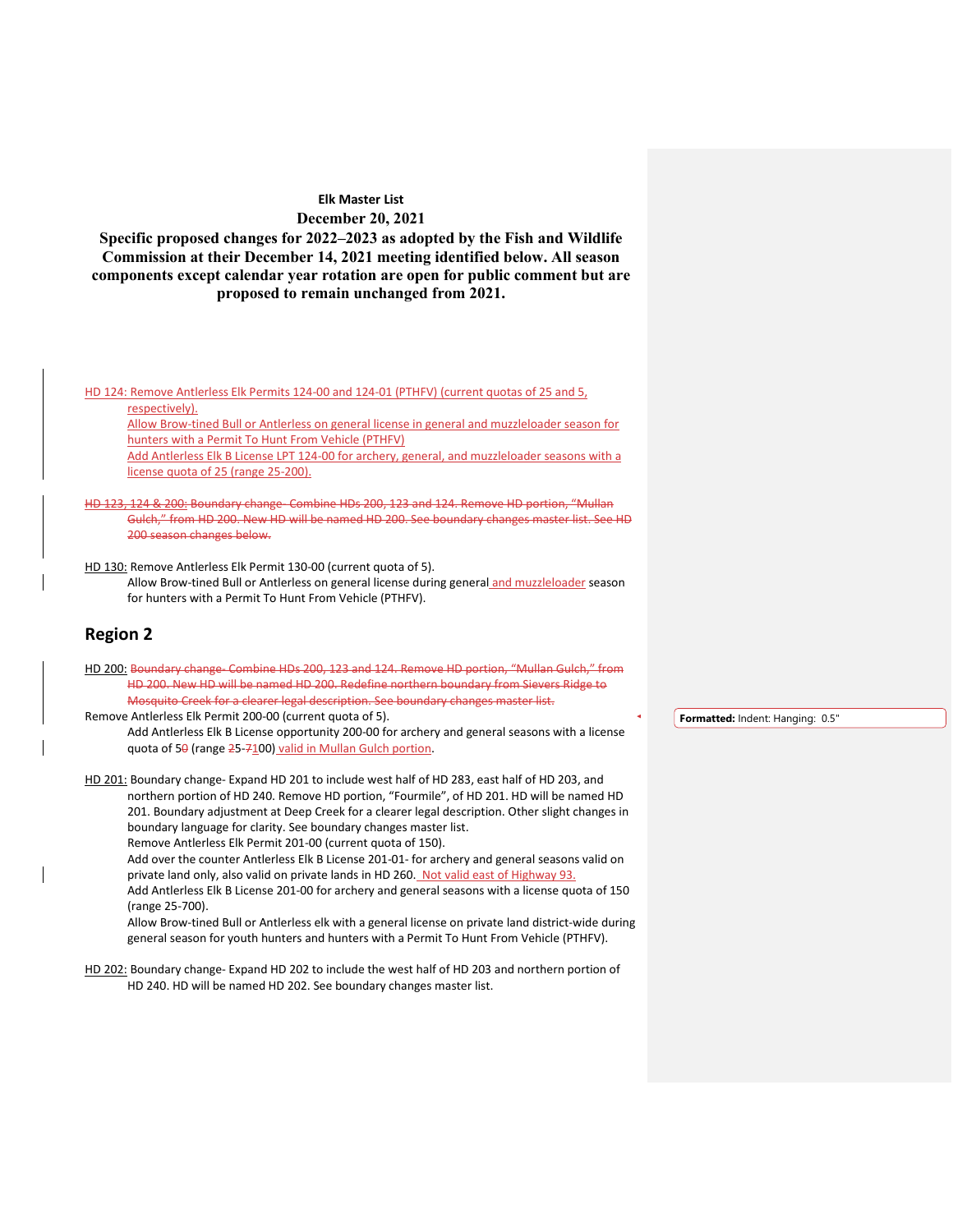**Elk Master List**

**December 20, 2021**

**Specific proposed changes for 2022–2023 as adopted by the Fish and Wildlife Commission at their December 14, 2021 meeting identified below. All season components except calendar year rotation are open for public comment but are proposed to remain unchanged from 2021.**

HD 124: Remove Antlerless Elk Permits 124-00 and 124-01 (PTHFV) (current quotas of 25 and 5, respectively).
Allow Brow-tined Bull or Antlerless on general license in general and muzzleloader season for hunters with a Permit To Hunt From Vehicle (PTHFV)
Add Antlerless Elk B License LPT 124-00 for archery, general, and muzzleloader seasons with a license quota of 25 (range 25-200).

~~HD 123, 124 & 200: Boundary change- Combine HDs 200, 123 and 124. Remove HD portion, "Mullan Gulch," from HD 200. New HD will be named HD 200. See boundary changes master list. See HD 200 season changes below.~~

HD 130: Remove Antlerless Elk Permit 130-00 (current quota of 5).
Allow Brow-tined Bull or Antlerless on general license during general and muzzleloader season for hunters with a Permit To Hunt From Vehicle (PTHFV).

## Region 2

HD 200: ~~Boundary change- Combine HDs 200, 123 and 124. Remove HD portion, "Mullan Gulch," from HD 200. New HD will be named HD 200. Redefine northern boundary from Sievers Ridge to Mosquito Creek for a clearer legal description. See boundary changes master list.~~
Remove Antlerless Elk Permit 200-00 (current quota of 5).
Add Antlerless Elk B License opportunity 200-00 for archery and general seasons with a license quota of 5~~0~~ (range ~~2~~5-~~7~~100) valid in Mullan Gulch portion.

HD 201: Boundary change- Expand HD 201 to include west half of HD 283, east half of HD 203, and northern portion of HD 240. Remove HD portion, "Fourmile", of HD 201. HD will be named HD 201. Boundary adjustment at Deep Creek for a clearer legal description. Other slight changes in boundary language for clarity. See boundary changes master list.
Remove Antlerless Elk Permit 201-00 (current quota of 150).
Add over the counter Antlerless Elk B License 201-01- for archery and general seasons valid on private land only, also valid on private lands in HD 260. Not valid east of Highway 93.
Add Antlerless Elk B License 201-00 for archery and general seasons with a license quota of 150 (range 25-700).
Allow Brow-tined Bull or Antlerless elk with a general license on private land district-wide during general season for youth hunters and hunters with a Permit To Hunt From Vehicle (PTHFV).

HD 202: Boundary change- Expand HD 202 to include the west half of HD 203 and northern portion of HD 240. HD will be named HD 202. See boundary changes master list.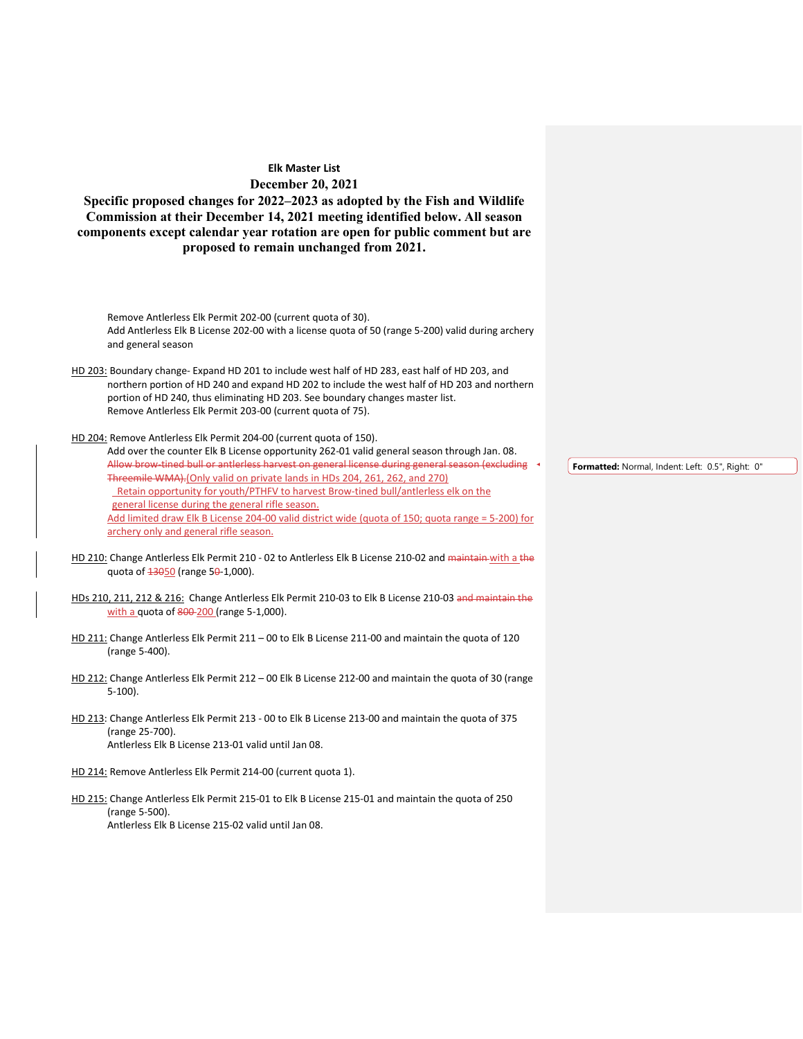**Elk Master List**

**December 20, 2021**

**Specific proposed changes for 2022–2023 as adopted by the Fish and Wildlife Commission at their December 14, 2021 meeting identified below. All season components except calendar year rotation are open for public comment but are proposed to remain unchanged from 2021.**

Remove Antlerless Elk Permit 202-00 (current quota of 30).
Add Antlerless Elk B License 202-00 with a license quota of 50 (range 5-200) valid during archery and general season

HD 203: Boundary change- Expand HD 201 to include west half of HD 283, east half of HD 203, and northern portion of HD 240 and expand HD 202 to include the west half of HD 203 and northern portion of HD 240, thus eliminating HD 203. See boundary changes master list.
Remove Antlerless Elk Permit 203-00 (current quota of 75).

HD 204: Remove Antlerless Elk Permit 204-00 (current quota of 150).
Add over the counter Elk B License opportunity 262-01 valid general season through Jan. 08.
~~Allow brow-tined bull or antlerless harvest on general license during general season (excluding Threemile WMA).~~ (Only valid on private lands in HDs 204, 261, 262, and 270)
Retain opportunity for youth/PTHFV to harvest Brow-tined bull/antlerless elk on the general license during the general rifle season.
Add limited draw Elk B License 204-00 valid district wide (quota of 150; quota range = 5-200) for archery only and general rifle season.

Formatted: Normal, Indent: Left: 0.5", Right: 0"

HD 210: Change Antlerless Elk Permit 210 - 02 to Antlerless Elk B License 210-02 and ~~maintain~~ with a ~~the~~ quota of ~~130~~50 (range 5~~0~~-1,000).

HDs 210, 211, 212 & 216: Change Antlerless Elk Permit 210-03 to Elk B License 210-03 ~~and maintain the~~ with a quota of ~~800~~ 200 (range 5-1,000).

HD 211: Change Antlerless Elk Permit 211 – 00 to Elk B License 211-00 and maintain the quota of 120 (range 5-400).

HD 212: Change Antlerless Elk Permit 212 – 00 Elk B License 212-00 and maintain the quota of 30 (range 5-100).

HD 213: Change Antlerless Elk Permit 213 - 00 to Elk B License 213-00 and maintain the quota of 375 (range 25-700).
Antlerless Elk B License 213-01 valid until Jan 08.

HD 214: Remove Antlerless Elk Permit 214-00 (current quota 1).

HD 215: Change Antlerless Elk Permit 215-01 to Elk B License 215-01 and maintain the quota of 250 (range 5-500).
Antlerless Elk B License 215-02 valid until Jan 08.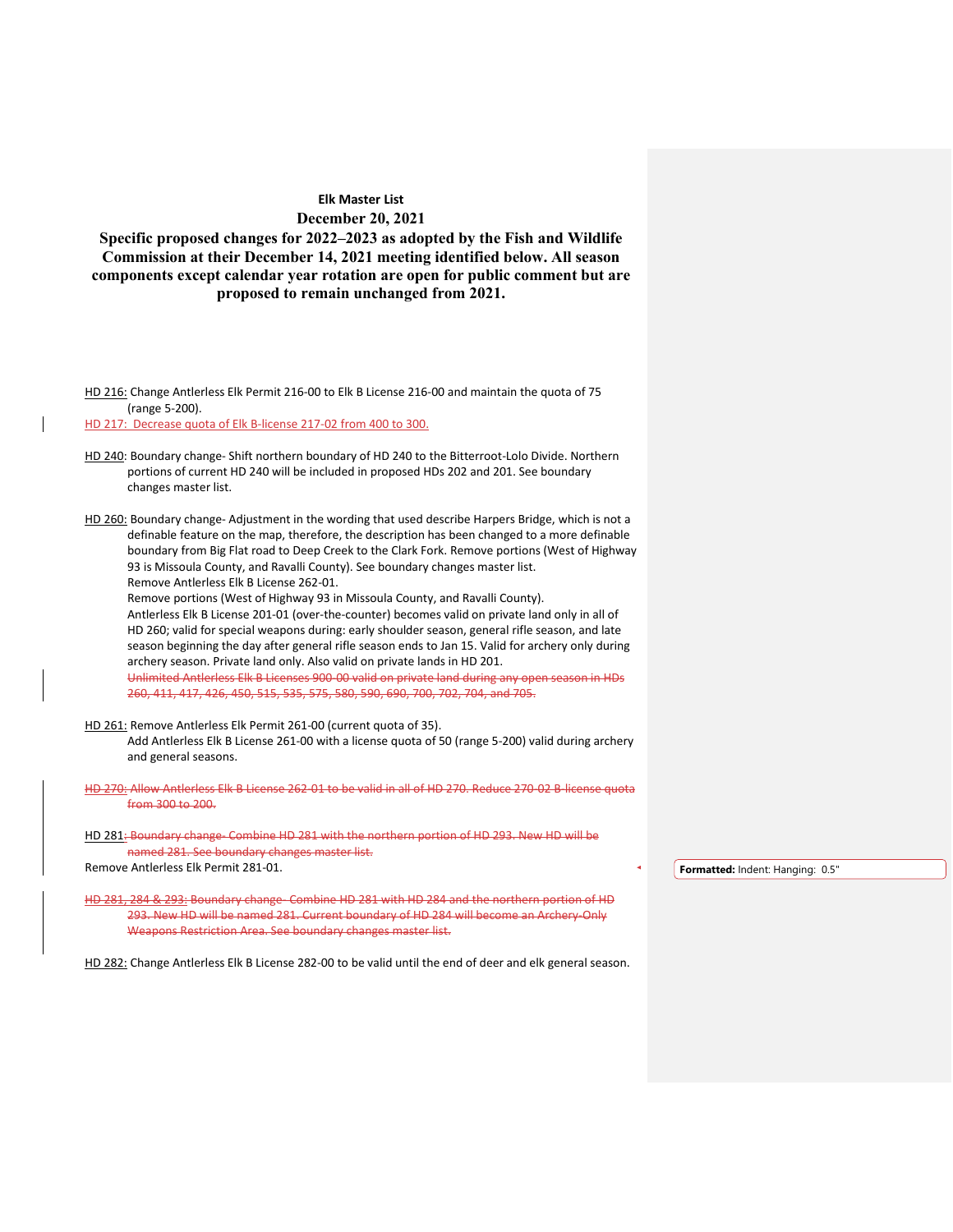**Elk Master List**

**December 20, 2021**

**Specific proposed changes for 2022–2023 as adopted by the Fish and Wildlife Commission at their December 14, 2021 meeting identified below. All season components except calendar year rotation are open for public comment but are proposed to remain unchanged from 2021.**

HD 216: Change Antlerless Elk Permit 216-00 to Elk B License 216-00 and maintain the quota of 75 (range 5-200).

~~HD 217: Decrease quota of Elk B-license 217-02 from 400 to 300.~~

HD 240: Boundary change- Shift northern boundary of HD 240 to the Bitterroot-Lolo Divide. Northern portions of current HD 240 will be included in proposed HDs 202 and 201. See boundary changes master list.

HD 260: Boundary change- Adjustment in the wording that used describe Harpers Bridge, which is not a definable feature on the map, therefore, the description has been changed to a more definable boundary from Big Flat road to Deep Creek to the Clark Fork. Remove portions (West of Highway 93 is Missoula County, and Ravalli County). See boundary changes master list.
Remove Antlerless Elk B License 262-01.
Remove portions (West of Highway 93 in Missoula County, and Ravalli County).
Antlerless Elk B License 201-01 (over-the-counter) becomes valid on private land only in all of HD 260; valid for special weapons during: early shoulder season, general rifle season, and late season beginning the day after general rifle season ends to Jan 15. Valid for archery only during archery season. Private land only. Also valid on private lands in HD 201.
~~Unlimited Antlerless Elk B Licenses 900-00 valid on private land during any open season in HDs 260, 411, 417, 426, 450, 515, 535, 575, 580, 590, 690, 700, 702, 704, and 705.~~

HD 261: Remove Antlerless Elk Permit 261-00 (current quota of 35).
Add Antlerless Elk B License 261-00 with a license quota of 50 (range 5-200) valid during archery and general seasons.

~~HD 270: Allow Antlerless Elk B License 262-01 to be valid in all of HD 270. Reduce 270-02 B-license quota from 300 to 200.~~

HD 281: ~~Boundary change- Combine HD 281 with the northern portion of HD 293. New HD will be named 281. See boundary changes master list.~~
Remove Antlerless Elk Permit 281-01.

~~HD 281, 284 & 293: Boundary change- Combine HD 281 with HD 284 and the northern portion of HD 293. New HD will be named 281. Current boundary of HD 284 will become an Archery-Only Weapons Restriction Area. See boundary changes master list.~~

HD 282: Change Antlerless Elk B License 282-00 to be valid until the end of deer and elk general season.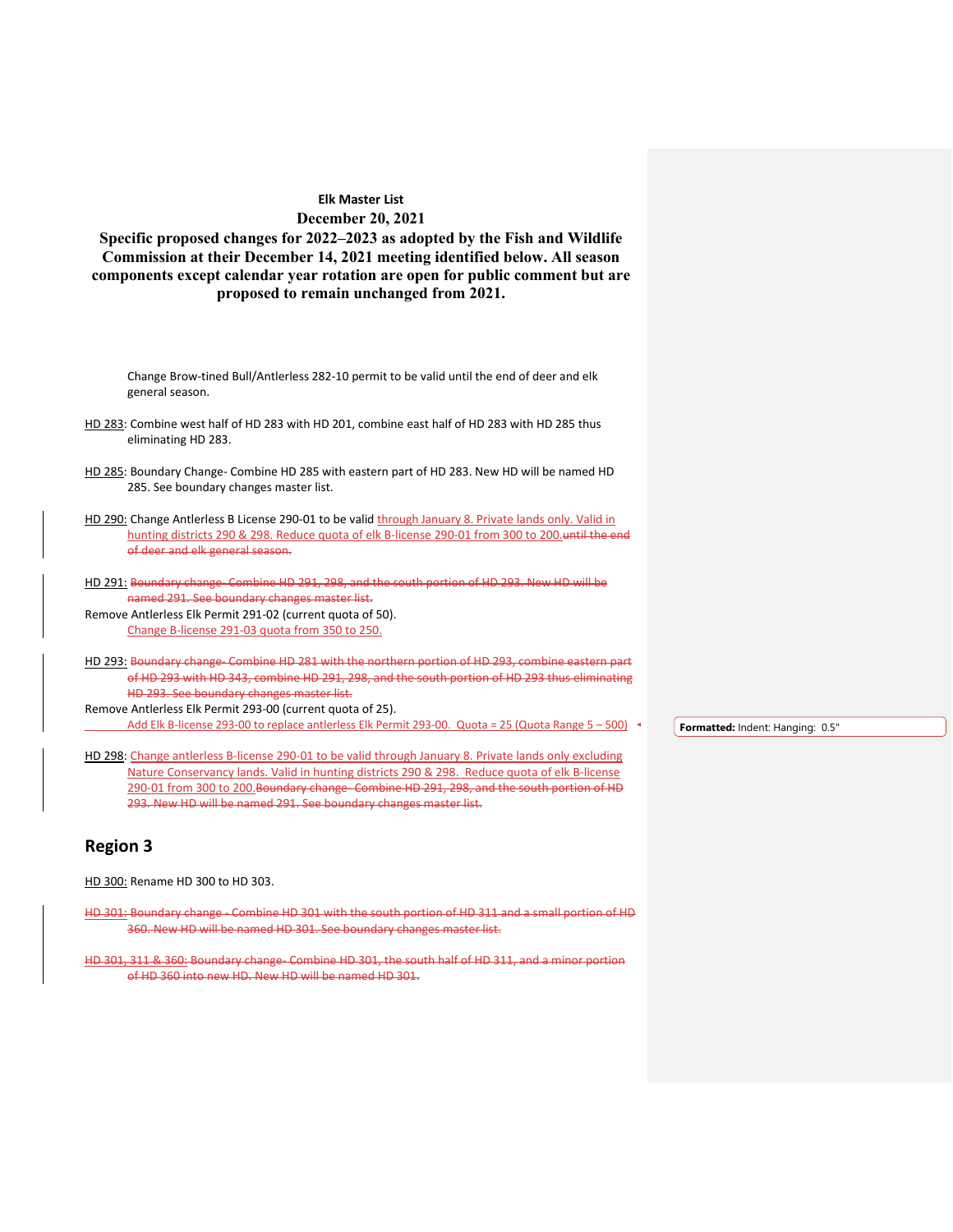**Elk Master List**

**December 20, 2021**

**Specific proposed changes for 2022–2023 as adopted by the Fish and Wildlife Commission at their December 14, 2021 meeting identified below. All season components except calendar year rotation are open for public comment but are proposed to remain unchanged from 2021.**

Change Brow-tined Bull/Antlerless 282-10 permit to be valid until the end of deer and elk general season.

HD 283: Combine west half of HD 283 with HD 201, combine east half of HD 283 with HD 285 thus eliminating HD 283.

HD 285: Boundary Change- Combine HD 285 with eastern part of HD 283. New HD will be named HD 285. See boundary changes master list.

HD 290: Change Antlerless B License 290-01 to be valid through January 8. Private lands only. Valid in hunting districts 290 & 298. Reduce quota of elk B-license 290-01 from 300 to 200.~~until the end of deer and elk general season.~~

HD 291: ~~Boundary change- Combine HD 291, 298, and the south portion of HD 293. New HD will be named 291. See boundary changes master list.~~
Remove Antlerless Elk Permit 291-02 (current quota of 50).
Change B-license 291-03 quota from 350 to 250.

HD 293: ~~Boundary change- Combine HD 281 with the northern portion of HD 293, combine eastern part of HD 293 with HD 343, combine HD 291, 298, and the south portion of HD 293 thus eliminating HD 293. See boundary changes master list.~~
Remove Antlerless Elk Permit 293-00 (current quota of 25).
Add Elk B-license 293-00 to replace antlerless Elk Permit 293-00. Quota = 25 (Quota Range 5 – 500)

HD 298: Change antlerless B-license 290-01 to be valid through January 8. Private lands only excluding Nature Conservancy lands. Valid in hunting districts 290 & 298. Reduce quota of elk B-license 290-01 from 300 to 200.~~Boundary change- Combine HD 291, 298, and the south portion of HD 293. New HD will be named 291. See boundary changes master list.~~

## Region 3

HD 300: Rename HD 300 to HD 303.

~~HD 301: Boundary change - Combine HD 301 with the south portion of HD 311 and a small portion of HD 360. New HD will be named HD 301. See boundary changes master list.~~

~~HD 301, 311 & 360: Boundary change- Combine HD 301, the south half of HD 311, and a minor portion of HD 360 into new HD. New HD will be named HD 301.~~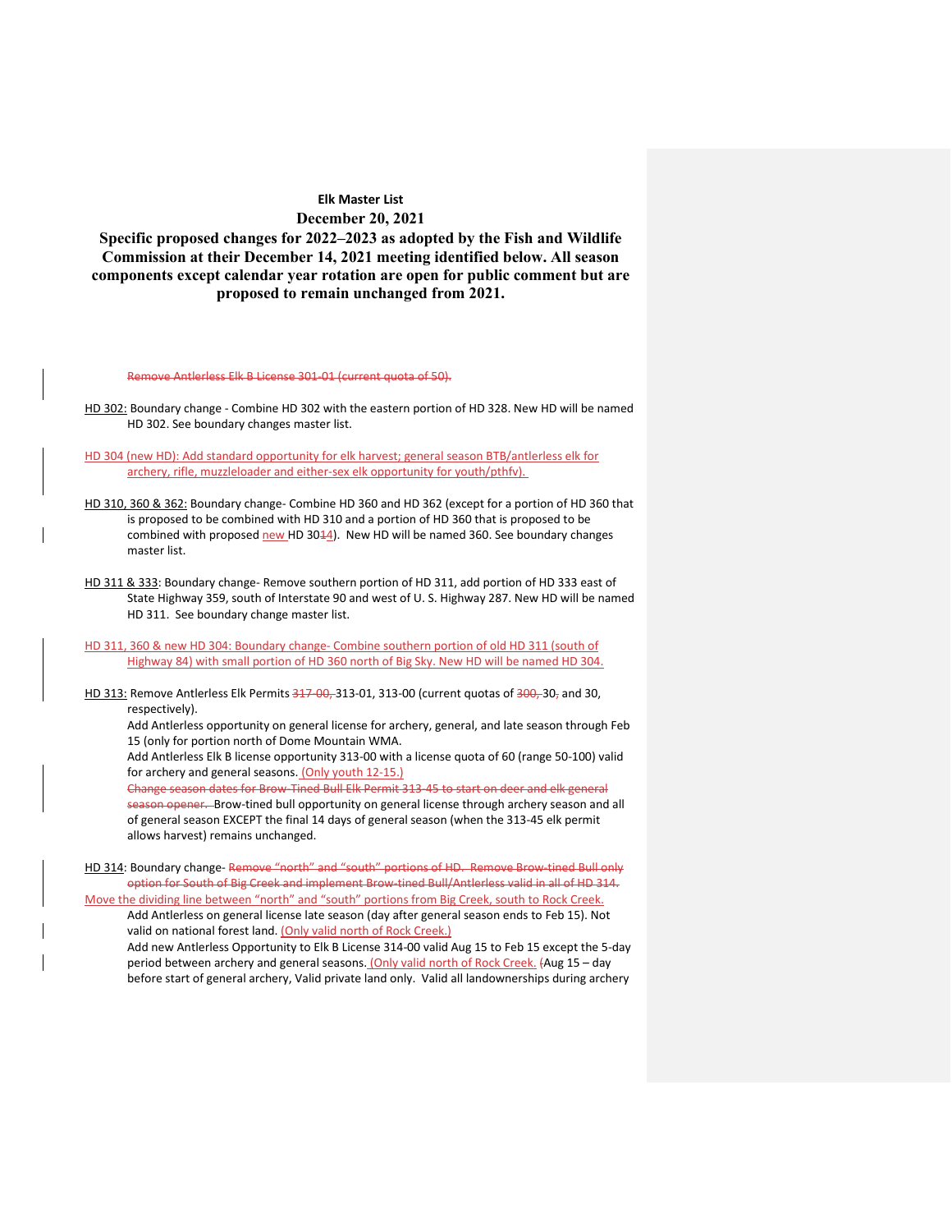**Elk Master List**

**December 20, 2021**

**Specific proposed changes for 2022–2023 as adopted by the Fish and Wildlife Commission at their December 14, 2021 meeting identified below. All season components except calendar year rotation are open for public comment but are proposed to remain unchanged from 2021.**

~~Remove Antlerless Elk B License 301-01 (current quota of 50).~~

HD 302: Boundary change - Combine HD 302 with the eastern portion of HD 328. New HD will be named HD 302. See boundary changes master list.

HD 304 (new HD): Add standard opportunity for elk harvest; general season BTB/antlerless elk for archery, rifle, muzzleloader and either-sex elk opportunity for youth/pthfv).

HD 310, 360 & 362: Boundary change- Combine HD 360 and HD 362 (except for a portion of HD 360 that is proposed to be combined with HD 310 and a portion of HD 360 that is proposed to be combined with proposed new HD 30~~1~~4). New HD will be named 360. See boundary changes master list.

HD 311 & 333: Boundary change- Remove southern portion of HD 311, add portion of HD 333 east of State Highway 359, south of Interstate 90 and west of U. S. Highway 287. New HD will be named HD 311. See boundary change master list.

HD 311, 360 & new HD 304: Boundary change- Combine southern portion of old HD 311 (south of Highway 84) with small portion of HD 360 north of Big Sky. New HD will be named HD 304.

HD 313: Remove Antlerless Elk Permits ~~317-00,~~ 313-01, 313-00 (current quotas of ~~300,~~ 30~~,~~ and 30, respectively).

Add Antlerless opportunity on general license for archery, general, and late season through Feb 15 (only for portion north of Dome Mountain WMA.

Add Antlerless Elk B license opportunity 313-00 with a license quota of 60 (range 50-100) valid for archery and general seasons. (Only youth 12-15.)

~~Change season dates for Brow-Tined Bull Elk Permit 313-45 to start on deer and elk general season opener.~~ Brow-tined bull opportunity on general license through archery season and all of general season EXCEPT the final 14 days of general season (when the 313-45 elk permit allows harvest) remains unchanged.

HD 314: Boundary change- ~~Remove "north" and "south" portions of HD. Remove Brow-tined Bull only option for South of Big Creek and implement Brow-tined Bull/Antlerless valid in all of HD 314.~~
Move the dividing line between "north" and "south" portions from Big Creek, south to Rock Creek.

Add Antlerless on general license late season (day after general season ends to Feb 15). Not valid on national forest land. (Only valid north of Rock Creek.)

Add new Antlerless Opportunity to Elk B License 314-00 valid Aug 15 to Feb 15 except the 5-day period between archery and general seasons. (Only valid north of Rock Creek. ~~(~~Aug 15 – day before start of general archery, Valid private land only. Valid all landownerships during archery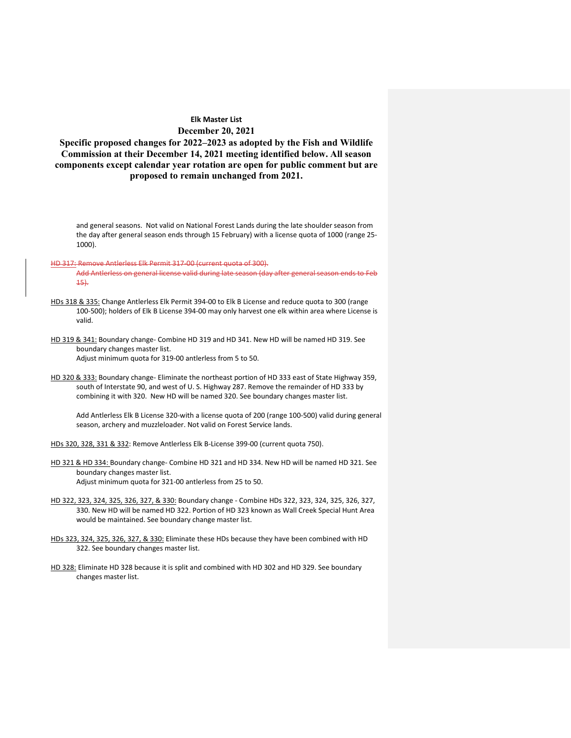**Elk Master List**

**December 20, 2021**

**Specific proposed changes for 2022–2023 as adopted by the Fish and Wildlife Commission at their December 14, 2021 meeting identified below. All season components except calendar year rotation are open for public comment but are proposed to remain unchanged from 2021.**

and general seasons. Not valid on National Forest Lands during the late shoulder season from the day after general season ends through 15 February) with a license quota of 1000 (range 25-1000).

~~HD 317: Remove Antlerless Elk Permit 317-00 (current quota of 300).~~
~~Add Antlerless on general license valid during late season (day after general season ends to Feb 15).~~

HDs 318 & 335: Change Antlerless Elk Permit 394-00 to Elk B License and reduce quota to 300 (range 100-500); holders of Elk B License 394-00 may only harvest one elk within area where License is valid.

HD 319 & 341: Boundary change- Combine HD 319 and HD 341. New HD will be named HD 319. See boundary changes master list.
Adjust minimum quota for 319-00 antlerless from 5 to 50.

HD 320 & 333: Boundary change- Eliminate the northeast portion of HD 333 east of State Highway 359, south of Interstate 90, and west of U. S. Highway 287. Remove the remainder of HD 333 by combining it with 320. New HD will be named 320. See boundary changes master list.

Add Antlerless Elk B License 320-with a license quota of 200 (range 100-500) valid during general season, archery and muzzleloader. Not valid on Forest Service lands.

HDs 320, 328, 331 & 332: Remove Antlerless Elk B-License 399-00 (current quota 750).

HD 321 & HD 334: Boundary change- Combine HD 321 and HD 334. New HD will be named HD 321. See boundary changes master list.
Adjust minimum quota for 321-00 antlerless from 25 to 50.

HD 322, 323, 324, 325, 326, 327, & 330: Boundary change - Combine HDs 322, 323, 324, 325, 326, 327, 330. New HD will be named HD 322. Portion of HD 323 known as Wall Creek Special Hunt Area would be maintained. See boundary change master list.

HDs 323, 324, 325, 326, 327, & 330: Eliminate these HDs because they have been combined with HD 322. See boundary changes master list.

HD 328: Eliminate HD 328 because it is split and combined with HD 302 and HD 329. See boundary changes master list.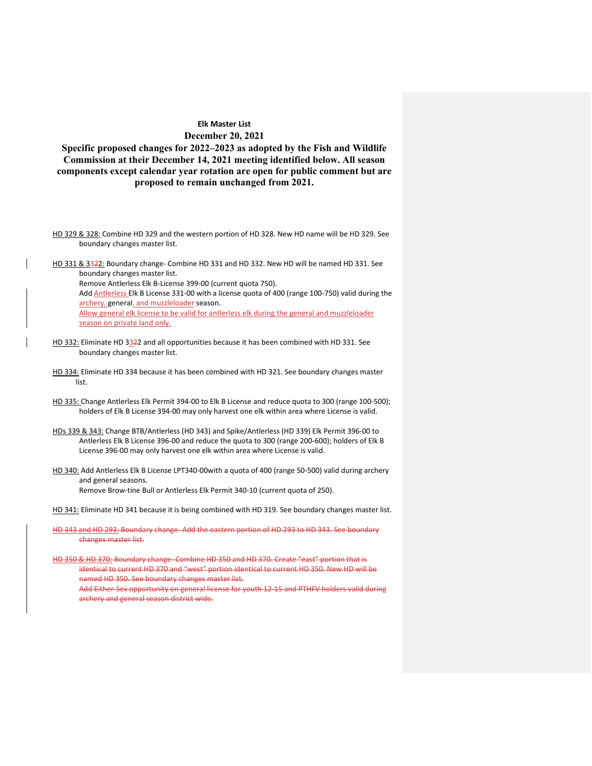**Elk Master List**

**December 20, 2021**

**Specific proposed changes for 2022–2023 as adopted by the Fish and Wildlife Commission at their December 14, 2021 meeting identified below. All season components except calendar year rotation are open for public comment but are proposed to remain unchanged from 2021.**

HD 329 & 328: Combine HD 329 and the western portion of HD 328. New HD name will be HD 329. See boundary changes master list.

HD 331 & 3~~3~~22: Boundary change- Combine HD 331 and HD 332. New HD will be named HD 331. See boundary changes master list.
Remove Antlerless Elk B-License 399-00 (current quota 750).
Add Antlerless Elk B License 331-00 with a license quota of 400 (range 100-750) valid during the archery, general, and muzzleloader season.
Allow general elk license to be valid for antlerless elk during the general and muzzleloader season on private land only.

HD 332: Eliminate HD 3~~3~~22 and all opportunities because it has been combined with HD 331. See boundary changes master list.

HD 334: Eliminate HD 334 because it has been combined with HD 321. See boundary changes master list.

HD 335: Change Antlerless Elk Permit 394-00 to Elk B License and reduce quota to 300 (range 100-500); holders of Elk B License 394-00 may only harvest one elk within area where License is valid.

HDs 339 & 343: Change BTB/Antlerless (HD 343) and Spike/Antlerless (HD 339) Elk Permit 396-00 to Antlerless Elk B License 396-00 and reduce the quota to 300 (range 200-600); holders of Elk B License 396-00 may only harvest one elk within area where License is valid.

HD 340: Add Antlerless Elk B License LPT340-00with a quota of 400 (range 50-500) valid during archery and general seasons.
Remove Brow-tine Bull or Antlerless Elk Permit 340-10 (current quota of 250).

HD 341: Eliminate HD 341 because it is being combined with HD 319. See boundary changes master list.

~~HD 343 and HD 293: Boundary change- Add the eastern portion of HD 293 to HD 343. See boundary changes master list.~~

~~HD 350 & HD 370: Boundary change- Combine HD 350 and HD 370. Create "east" portion that is identical to current HD 370 and "west" portion identical to current HD 350. New HD will be named HD 350. See boundary changes master list.~~
~~Add Either-Sex opportunity on general license for youth 12-15 and PTHFV holders valid during archery and general season district wide.~~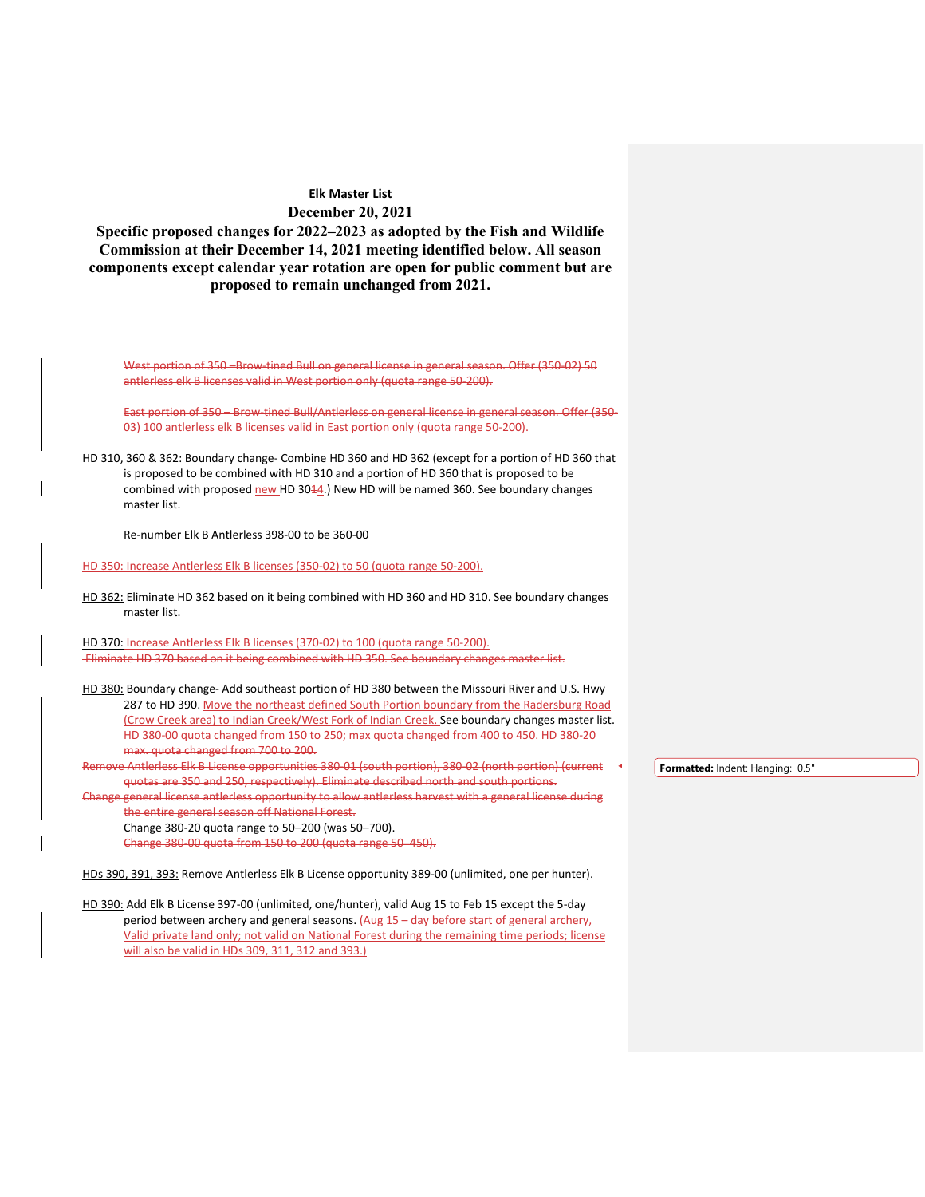**Elk Master List**

**December 20, 2021**

**Specific proposed changes for 2022–2023 as adopted by the Fish and Wildlife Commission at their December 14, 2021 meeting identified below. All season components except calendar year rotation are open for public comment but are proposed to remain unchanged from 2021.**

~~West portion of 350 –Brow-tined Bull on general license in general season. Offer (350-02) 50 antlerless elk B licenses valid in West portion only (quota range 50-200).~~

~~East portion of 350 – Brow-tined Bull/Antlerless on general license in general season. Offer (350-03) 100 antlerless elk B licenses valid in East portion only (quota range 50-200).~~

HD 310, 360 & 362: Boundary change- Combine HD 360 and HD 362 (except for a portion of HD 360 that is proposed to be combined with HD 310 and a portion of HD 360 that is proposed to be combined with proposed new HD 30~~1~~4.) New HD will be named 360. See boundary changes master list.

Re-number Elk B Antlerless 398-00 to be 360-00

HD 350: Increase Antlerless Elk B licenses (350-02) to 50 (quota range 50-200).

HD 362: Eliminate HD 362 based on it being combined with HD 360 and HD 310. See boundary changes master list.

HD 370: Increase Antlerless Elk B licenses (370-02) to 100 (quota range 50-200).
~~Eliminate HD 370 based on it being combined with HD 350. See boundary changes master list.~~

HD 380: Boundary change- Add southeast portion of HD 380 between the Missouri River and U.S. Hwy 287 to HD 390. Move the northeast defined South Portion boundary from the Radersburg Road (Crow Creek area) to Indian Creek/West Fork of Indian Creek. See boundary changes master list. ~~HD 380-00 quota changed from 150 to 250; max quota changed from 400 to 450. HD 380-20 max. quota changed from 700 to 200.~~

~~Remove Antlerless Elk B License opportunities 380-01 (south portion), 380-02 (north portion) (current quotas are 350 and 250, respectively). Eliminate described north and south portions.~~

~~Change general license antlerless opportunity to allow antlerless harvest with a general license during the entire general season off National Forest.~~

Change 380-20 quota range to 50–200 (was 50–700).

~~Change 380-00 quota from 150 to 200 (quota range 50–450).~~

HDs 390, 391, 393: Remove Antlerless Elk B License opportunity 389-00 (unlimited, one per hunter).

HD 390: Add Elk B License 397-00 (unlimited, one/hunter), valid Aug 15 to Feb 15 except the 5-day period between archery and general seasons. (Aug 15 – day before start of general archery, Valid private land only; not valid on National Forest during the remaining time periods; license will also be valid in HDs 309, 311, 312 and 393.)

Formatted: Indent: Hanging: 0.5"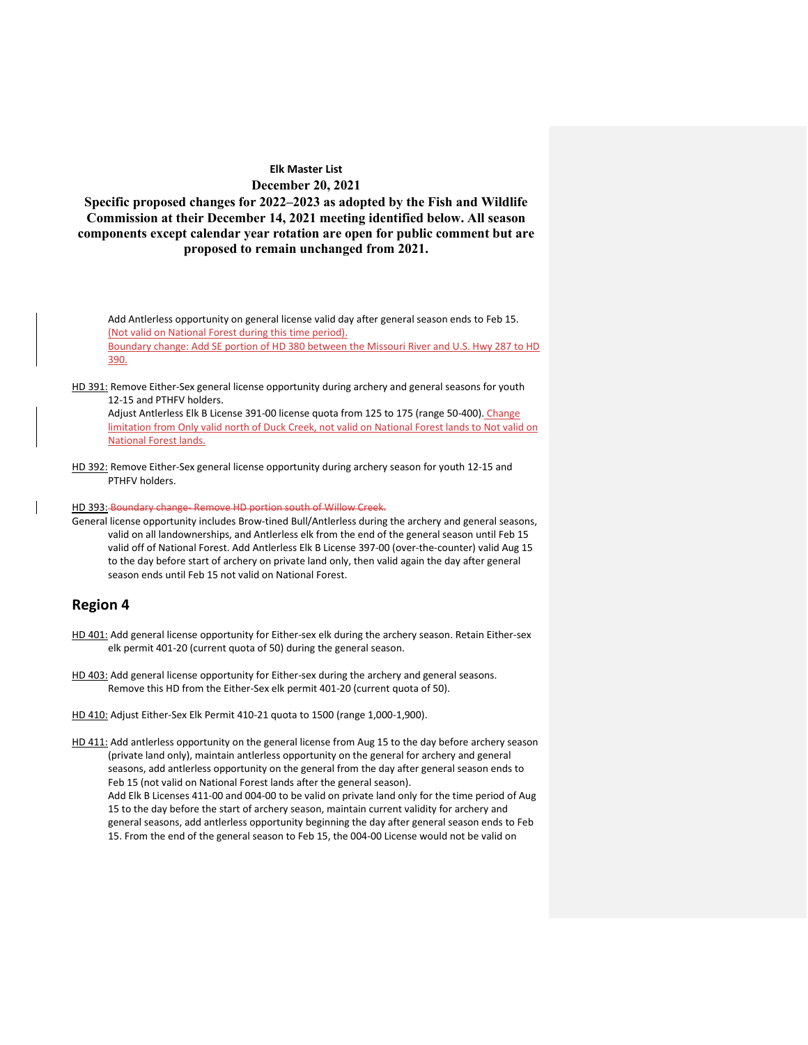**Elk Master List**

**December 20, 2021**

**Specific proposed changes for 2022–2023 as adopted by the Fish and Wildlife Commission at their December 14, 2021 meeting identified below. All season components except calendar year rotation are open for public comment but are proposed to remain unchanged from 2021.**

Add Antlerless opportunity on general license valid day after general season ends to Feb 15. (Not valid on National Forest during this time period).
Boundary change: Add SE portion of HD 380 between the Missouri River and U.S. Hwy 287 to HD 390.

HD 391: Remove Either-Sex general license opportunity during archery and general seasons for youth 12-15 and PTHFV holders.
Adjust Antlerless Elk B License 391-00 license quota from 125 to 175 (range 50-400). Change limitation from Only valid north of Duck Creek, not valid on National Forest lands to Not valid on National Forest lands.

HD 392: Remove Either-Sex general license opportunity during archery season for youth 12-15 and PTHFV holders.

HD 393: ~~Boundary change- Remove HD portion south of Willow Creek.~~

General license opportunity includes Brow-tined Bull/Antlerless during the archery and general seasons, valid on all landownerships, and Antlerless elk from the end of the general season until Feb 15 valid off of National Forest. Add Antlerless Elk B License 397-00 (over-the-counter) valid Aug 15 to the day before start of archery on private land only, then valid again the day after general season ends until Feb 15 not valid on National Forest.

## Region 4

HD 401: Add general license opportunity for Either-sex elk during the archery season. Retain Either-sex elk permit 401-20 (current quota of 50) during the general season.

HD 403: Add general license opportunity for Either-sex during the archery and general seasons. Remove this HD from the Either-Sex elk permit 401-20 (current quota of 50).

HD 410: Adjust Either-Sex Elk Permit 410-21 quota to 1500 (range 1,000-1,900).

HD 411: Add antlerless opportunity on the general license from Aug 15 to the day before archery season (private land only), maintain antlerless opportunity on the general for archery and general seasons, add antlerless opportunity on the general from the day after general season ends to Feb 15 (not valid on National Forest lands after the general season).
Add Elk B Licenses 411-00 and 004-00 to be valid on private land only for the time period of Aug 15 to the day before the start of archery season, maintain current validity for archery and general seasons, add antlerless opportunity beginning the day after general season ends to Feb 15. From the end of the general season to Feb 15, the 004-00 License would not be valid on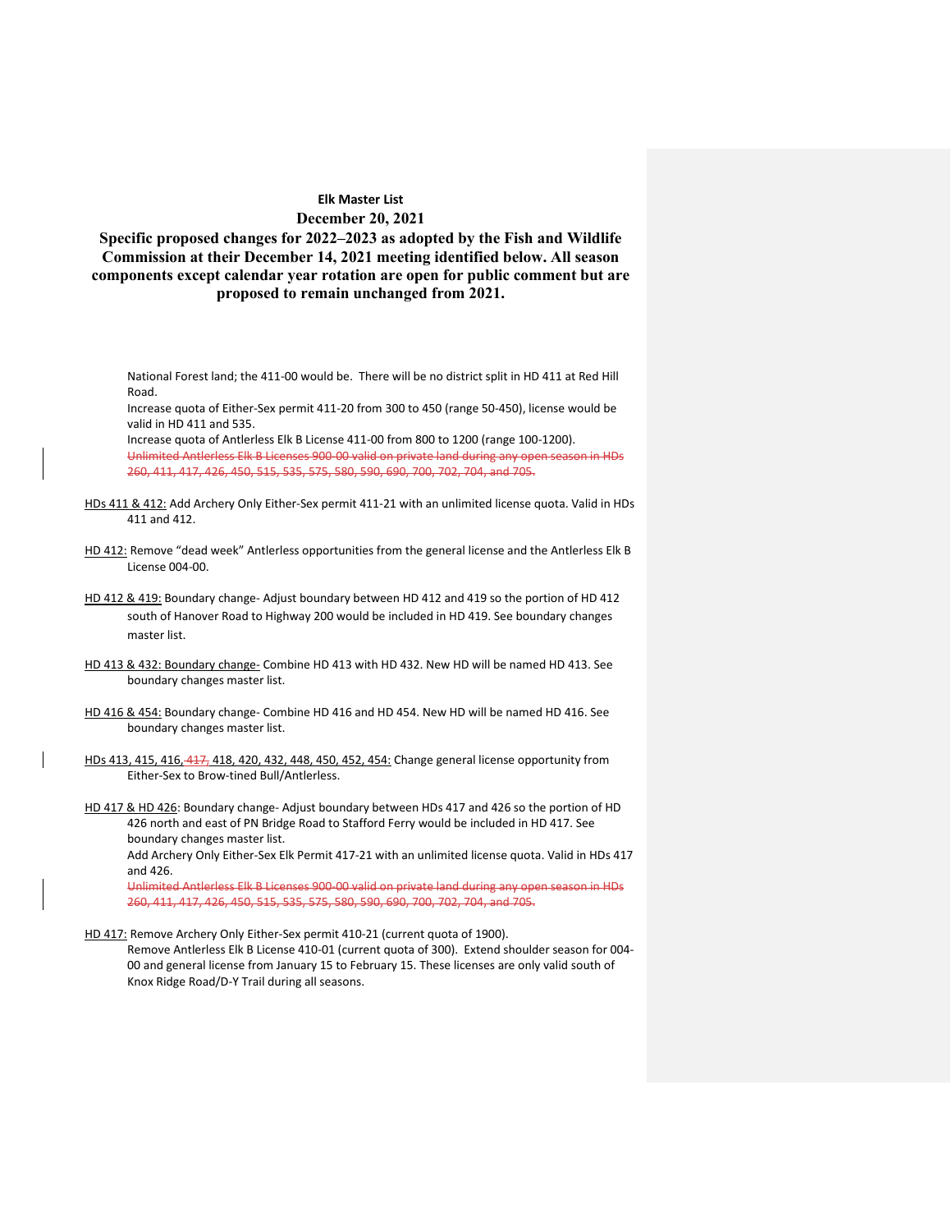**Elk Master List**

**December 20, 2021**

**Specific proposed changes for 2022–2023 as adopted by the Fish and Wildlife Commission at their December 14, 2021 meeting identified below. All season components except calendar year rotation are open for public comment but are proposed to remain unchanged from 2021.**

National Forest land; the 411-00 would be. There will be no district split in HD 411 at Red Hill Road.

Increase quota of Either-Sex permit 411-20 from 300 to 450 (range 50-450), license would be valid in HD 411 and 535.

Increase quota of Antlerless Elk B License 411-00 from 800 to 1200 (range 100-1200).

~~Unlimited Antlerless Elk B Licenses 900-00 valid on private land during any open season in HDs 260, 411, 417, 426, 450, 515, 535, 575, 580, 590, 690, 700, 702, 704, and 705.~~

<u>HDs 411 & 412:</u> Add Archery Only Either-Sex permit 411-21 with an unlimited license quota. Valid in HDs 411 and 412.

<u>HD 412:</u> Remove "dead week" Antlerless opportunities from the general license and the Antlerless Elk B License 004-00.

<u>HD 412 & 419:</u> Boundary change- Adjust boundary between HD 412 and 419 so the portion of HD 412 south of Hanover Road to Highway 200 would be included in HD 419. See boundary changes master list.

<u>HD 413 & 432: Boundary change-</u> Combine HD 413 with HD 432. New HD will be named HD 413. See boundary changes master list.

<u>HD 416 & 454:</u> Boundary change- Combine HD 416 and HD 454. New HD will be named HD 416. See boundary changes master list.

<u>HDs 413, 415, 416, ~~417,~~ 418, 420, 432, 448, 450, 452, 454:</u> Change general license opportunity from Either-Sex to Brow-tined Bull/Antlerless.

<u>HD 417 & HD 426</u>: Boundary change- Adjust boundary between HDs 417 and 426 so the portion of HD 426 north and east of PN Bridge Road to Stafford Ferry would be included in HD 417. See boundary changes master list.

Add Archery Only Either-Sex Elk Permit 417-21 with an unlimited license quota. Valid in HDs 417 and 426.

~~Unlimited Antlerless Elk B Licenses 900-00 valid on private land during any open season in HDs 260, 411, 417, 426, 450, 515, 535, 575, 580, 590, 690, 700, 702, 704, and 705.~~

<u>HD 417:</u> Remove Archery Only Either-Sex permit 410-21 (current quota of 1900).

Remove Antlerless Elk B License 410-01 (current quota of 300). Extend shoulder season for 004-00 and general license from January 15 to February 15. These licenses are only valid south of Knox Ridge Road/D-Y Trail during all seasons.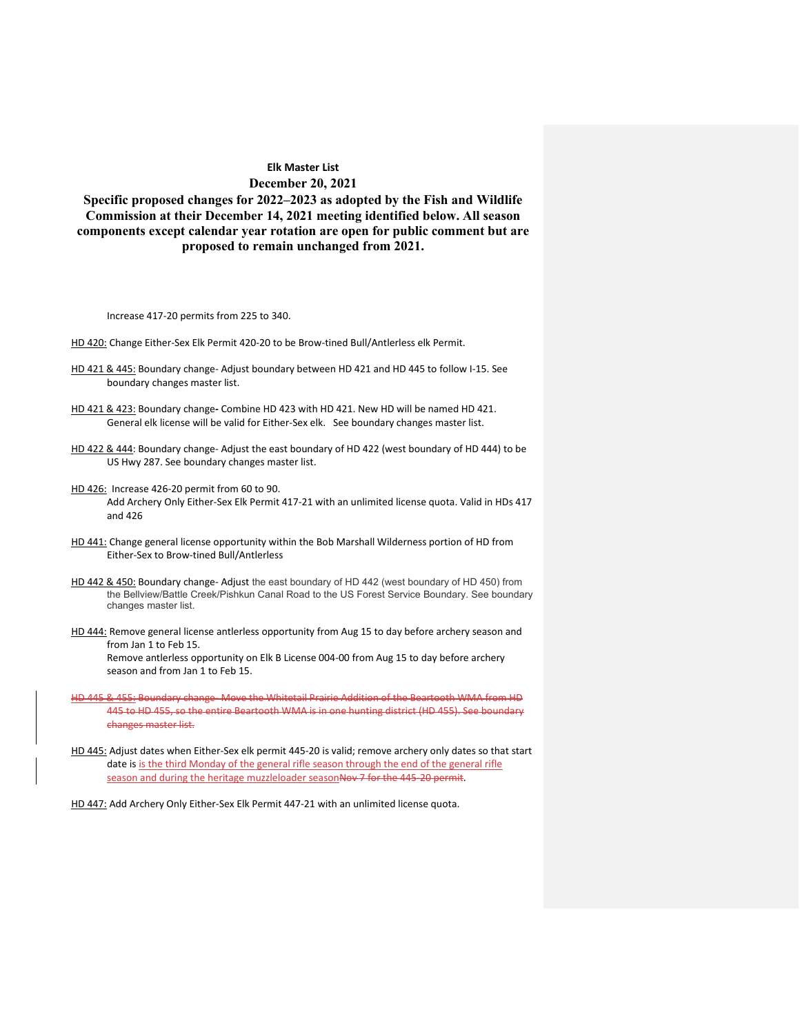**Elk Master List**

**December 20, 2021**

**Specific proposed changes for 2022–2023 as adopted by the Fish and Wildlife Commission at their December 14, 2021 meeting identified below. All season components except calendar year rotation are open for public comment but are proposed to remain unchanged from 2021.**

Increase 417-20 permits from 225 to 340.

HD 420: Change Either-Sex Elk Permit 420-20 to be Brow-tined Bull/Antlerless elk Permit.

HD 421 & 445: Boundary change- Adjust boundary between HD 421 and HD 445 to follow I-15. See boundary changes master list.

HD 421 & 423: Boundary change- Combine HD 423 with HD 421. New HD will be named HD 421. General elk license will be valid for Either-Sex elk. See boundary changes master list.

HD 422 & 444: Boundary change- Adjust the east boundary of HD 422 (west boundary of HD 444) to be US Hwy 287. See boundary changes master list.

HD 426: Increase 426-20 permit from 60 to 90.
Add Archery Only Either-Sex Elk Permit 417-21 with an unlimited license quota. Valid in HDs 417 and 426

HD 441: Change general license opportunity within the Bob Marshall Wilderness portion of HD from Either-Sex to Brow-tined Bull/Antlerless

HD 442 & 450: Boundary change- Adjust the east boundary of HD 442 (west boundary of HD 450) from the Bellview/Battle Creek/Pishkun Canal Road to the US Forest Service Boundary. See boundary changes master list.

HD 444: Remove general license antlerless opportunity from Aug 15 to day before archery season and from Jan 1 to Feb 15.
Remove antlerless opportunity on Elk B License 004-00 from Aug 15 to day before archery season and from Jan 1 to Feb 15.

~~HD 445 & 455: Boundary change- Move the Whitetail Prairie Addition of the Beartooth WMA from HD 445 to HD 455, so the entire Beartooth WMA is in one hunting district (HD 455). See boundary changes master list.~~

HD 445: Adjust dates when Either-Sex elk permit 445-20 is valid; remove archery only dates so that start date is is the third Monday of the general rifle season through the end of the general rifle season and during the heritage muzzleloader season~~Nov 7 for the 445-20 permit~~.

HD 447: Add Archery Only Either-Sex Elk Permit 447-21 with an unlimited license quota.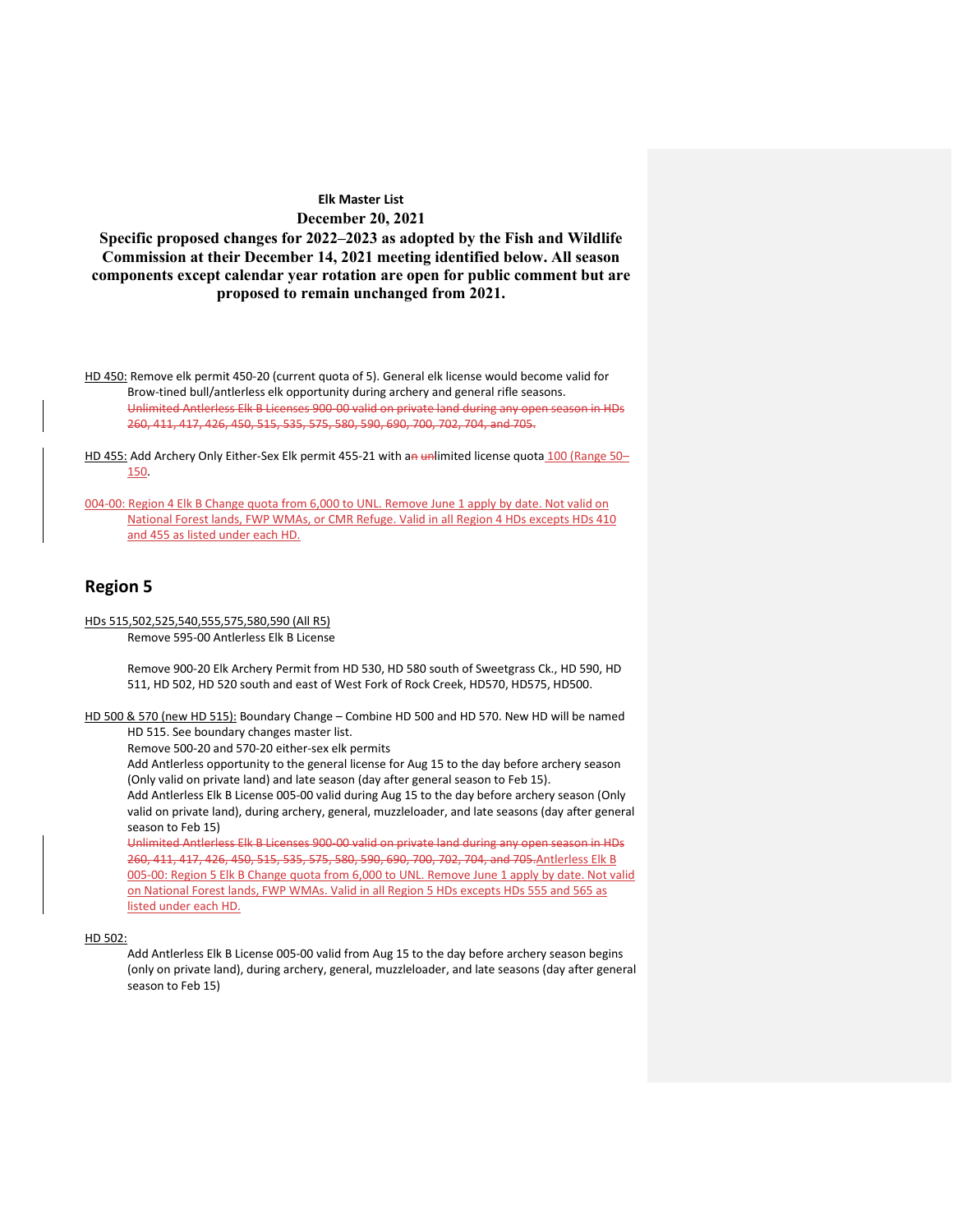**Elk Master List**

**December 20, 2021**

**Specific proposed changes for 2022–2023 as adopted by the Fish and Wildlife Commission at their December 14, 2021 meeting identified below. All season components except calendar year rotation are open for public comment but are proposed to remain unchanged from 2021.**

HD 450: Remove elk permit 450-20 (current quota of 5). General elk license would become valid for Brow-tined bull/antlerless elk opportunity during archery and general rifle seasons.
~~Unlimited Antlerless Elk B Licenses 900-00 valid on private land during any open season in HDs 260, 411, 417, 426, 450, 515, 535, 575, 580, 590, 690, 700, 702, 704, and 705.~~

HD 455: Add Archery Only Either-Sex Elk permit 455-21 with a~~n~~ ~~un~~limited license quota 100 (Range 50–150.

004-00: Region 4 Elk B Change quota from 6,000 to UNL. Remove June 1 apply by date. Not valid on National Forest lands, FWP WMAs, or CMR Refuge. Valid in all Region 4 HDs excepts HDs 410 and 455 as listed under each HD.

## Region 5

HDs 515,502,525,540,555,575,580,590 (All R5)
Remove 595-00 Antlerless Elk B License

Remove 900-20 Elk Archery Permit from HD 530, HD 580 south of Sweetgrass Ck., HD 590, HD 511, HD 502, HD 520 south and east of West Fork of Rock Creek, HD570, HD575, HD500.

HD 500 & 570 (new HD 515): Boundary Change – Combine HD 500 and HD 570. New HD will be named HD 515. See boundary changes master list.
Remove 500-20 and 570-20 either-sex elk permits
Add Antlerless opportunity to the general license for Aug 15 to the day before archery season (Only valid on private land) and late season (day after general season to Feb 15).
Add Antlerless Elk B License 005-00 valid during Aug 15 to the day before archery season (Only valid on private land), during archery, general, muzzleloader, and late seasons (day after general season to Feb 15)
~~Unlimited Antlerless Elk B Licenses 900-00 valid on private land during any open season in HDs 260, 411, 417, 426, 450, 515, 535, 575, 580, 590, 690, 700, 702, 704, and 705.~~Antlerless Elk B 005-00: Region 5 Elk B Change quota from 6,000 to UNL. Remove June 1 apply by date. Not valid on National Forest lands, FWP WMAs. Valid in all Region 5 HDs excepts HDs 555 and 565 as listed under each HD.

HD 502:
Add Antlerless Elk B License 005-00 valid from Aug 15 to the day before archery season begins (only on private land), during archery, general, muzzleloader, and late seasons (day after general season to Feb 15)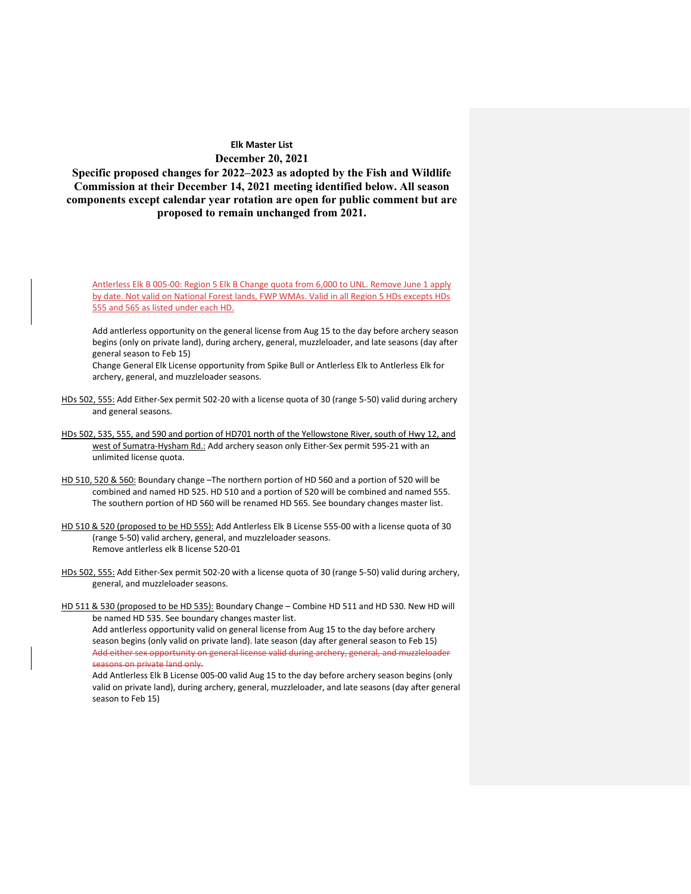**Elk Master List**

**December 20, 2021**

**Specific proposed changes for 2022–2023 as adopted by the Fish and Wildlife Commission at their December 14, 2021 meeting identified below. All season components except calendar year rotation are open for public comment but are proposed to remain unchanged from 2021.**

<ins>Antlerless Elk B 005-00: Region 5 Elk B Change quota from 6,000 to UNL. Remove June 1 apply by date. Not valid on National Forest lands, FWP WMAs. Valid in all Region 5 HDs excepts HDs 555 and 565 as listed under each HD.</ins>

Add antlerless opportunity on the general license from Aug 15 to the day before archery season begins (only on private land), during archery, general, muzzleloader, and late seasons (day after general season to Feb 15)
Change General Elk License opportunity from Spike Bull or Antlerless Elk to Antlerless Elk for archery, general, and muzzleloader seasons.

<ins>HDs 502, 555:</ins> Add Either-Sex permit 502-20 with a license quota of 30 (range 5-50) valid during archery and general seasons.

<ins>HDs 502, 535, 555, and 590 and portion of HD701 north of the Yellowstone River, south of Hwy 12, and west of Sumatra-Hysham Rd.:</ins> Add archery season only Either-Sex permit 595-21 with an unlimited license quota.

<ins>HD 510, 520 & 560:</ins> Boundary change –The northern portion of HD 560 and a portion of 520 will be combined and named HD 525. HD 510 and a portion of 520 will be combined and named 555. The southern portion of HD 560 will be renamed HD 565. See boundary changes master list.

<ins>HD 510 & 520 (proposed to be HD 555):</ins> Add Antlerless Elk B License 555-00 with a license quota of 30 (range 5-50) valid archery, general, and muzzleloader seasons.
Remove antlerless elk B license 520-01

<ins>HDs 502, 555:</ins> Add Either-Sex permit 502-20 with a license quota of 30 (range 5-50) valid during archery, general, and muzzleloader seasons.

<ins>HD 511 & 530 (proposed to be HD 535):</ins> Boundary Change – Combine HD 511 and HD 530. New HD will be named HD 535. See boundary changes master list.
Add antlerless opportunity valid on general license from Aug 15 to the day before archery season begins (only valid on private land). late season (day after general season to Feb 15)
~~Add either sex opportunity on general license valid during archery, general, and muzzleloader seasons on private land only.~~
Add Antlerless Elk B License 005-00 valid Aug 15 to the day before archery season begins (only valid on private land), during archery, general, muzzleloader, and late seasons (day after general season to Feb 15)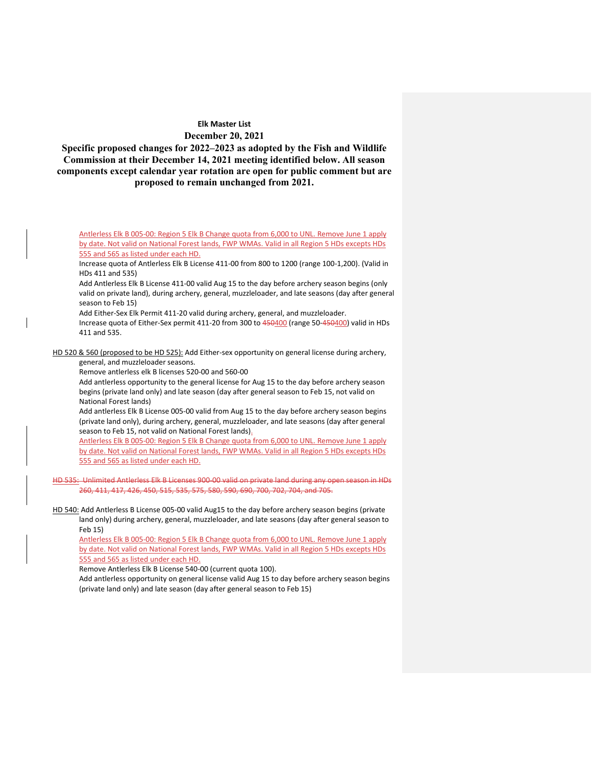**Elk Master List**

**December 20, 2021**

**Specific proposed changes for 2022–2023 as adopted by the Fish and Wildlife Commission at their December 14, 2021 meeting identified below. All season components except calendar year rotation are open for public comment but are proposed to remain unchanged from 2021.**

Antlerless Elk B 005-00: Region 5 Elk B Change quota from 6,000 to UNL. Remove June 1 apply by date. Not valid on National Forest lands, FWP WMAs. Valid in all Region 5 HDs excepts HDs 555 and 565 as listed under each HD.

Increase quota of Antlerless Elk B License 411-00 from 800 to 1200 (range 100-1,200). (Valid in HDs 411 and 535)

Add Antlerless Elk B License 411-00 valid Aug 15 to the day before archery season begins (only valid on private land), during archery, general, muzzleloader, and late seasons (day after general season to Feb 15)

Add Either-Sex Elk Permit 411-20 valid during archery, general, and muzzleloader.

Increase quota of Either-Sex permit 411-20 from 300 to ~~450~~400 (range 50-~~450~~400) valid in HDs 411 and 535.

HD 520 & 560 (proposed to be HD 525): Add Either-sex opportunity on general license during archery, general, and muzzleloader seasons.

Remove antlerless elk B licenses 520-00 and 560-00

Add antlerless opportunity to the general license for Aug 15 to the day before archery season begins (private land only) and late season (day after general season to Feb 15, not valid on National Forest lands)

Add antlerless Elk B License 005-00 valid from Aug 15 to the day before archery season begins (private land only), during archery, general, muzzleloader, and late seasons (day after general season to Feb 15, not valid on National Forest lands).

Antlerless Elk B 005-00: Region 5 Elk B Change quota from 6,000 to UNL. Remove June 1 apply by date. Not valid on National Forest lands, FWP WMAs. Valid in all Region 5 HDs excepts HDs 555 and 565 as listed under each HD.

~~HD 535: Unlimited Antlerless Elk B Licenses 900-00 valid on private land during any open season in HDs 260, 411, 417, 426, 450, 515, 535, 575, 580, 590, 690, 700, 702, 704, and 705.~~

HD 540: Add Antlerless B License 005-00 valid Aug15 to the day before archery season begins (private land only) during archery, general, muzzleloader, and late seasons (day after general season to Feb 15)

Antlerless Elk B 005-00: Region 5 Elk B Change quota from 6,000 to UNL. Remove June 1 apply by date. Not valid on National Forest lands, FWP WMAs. Valid in all Region 5 HDs excepts HDs 555 and 565 as listed under each HD.

Remove Antlerless Elk B License 540-00 (current quota 100).

Add antlerless opportunity on general license valid Aug 15 to day before archery season begins (private land only) and late season (day after general season to Feb 15)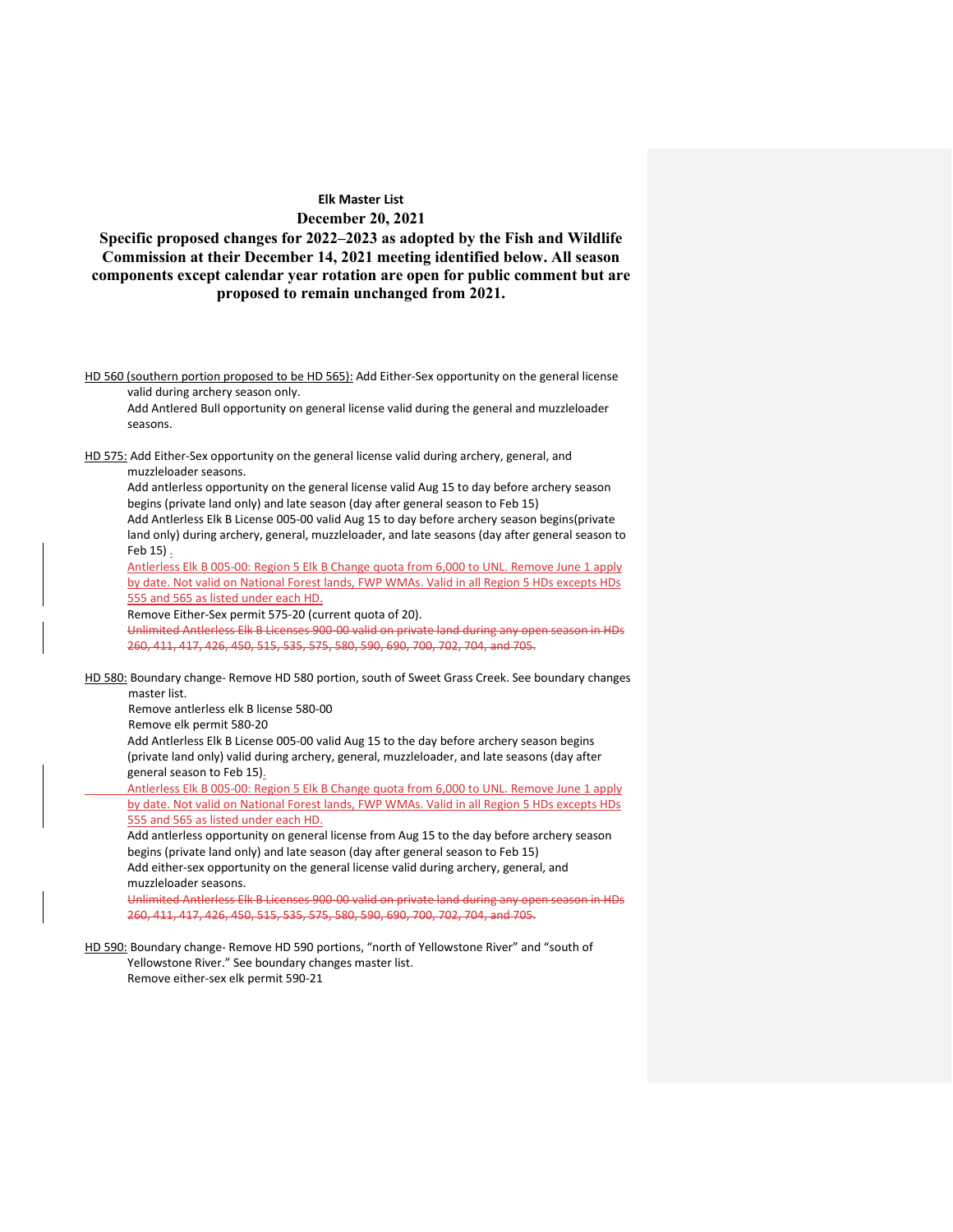**Elk Master List**

**December 20, 2021**

**Specific proposed changes for 2022–2023 as adopted by the Fish and Wildlife Commission at their December 14, 2021 meeting identified below. All season components except calendar year rotation are open for public comment but are proposed to remain unchanged from 2021.**

HD 560 (southern portion proposed to be HD 565): Add Either-Sex opportunity on the general license valid during archery season only.

Add Antlered Bull opportunity on general license valid during the general and muzzleloader seasons.

HD 575: Add Either-Sex opportunity on the general license valid during archery, general, and muzzleloader seasons.

Add antlerless opportunity on the general license valid Aug 15 to day before archery season begins (private land only) and late season (day after general season to Feb 15)

Add Antlerless Elk B License 005-00 valid Aug 15 to day before archery season begins(private land only) during archery, general, muzzleloader, and late seasons (day after general season to Feb 15) .

Antlerless Elk B 005-00: Region 5 Elk B Change quota from 6,000 to UNL. Remove June 1 apply by date. Not valid on National Forest lands, FWP WMAs. Valid in all Region 5 HDs excepts HDs 555 and 565 as listed under each HD.

Remove Either-Sex permit 575-20 (current quota of 20).

~~Unlimited Antlerless Elk B Licenses 900-00 valid on private land during any open season in HDs 260, 411, 417, 426, 450, 515, 535, 575, 580, 590, 690, 700, 702, 704, and 705.~~

HD 580: Boundary change- Remove HD 580 portion, south of Sweet Grass Creek. See boundary changes master list.

Remove antlerless elk B license 580-00

Remove elk permit 580-20

Add Antlerless Elk B License 005-00 valid Aug 15 to the day before archery season begins (private land only) valid during archery, general, muzzleloader, and late seasons (day after general season to Feb 15).

Antlerless Elk B 005-00: Region 5 Elk B Change quota from 6,000 to UNL. Remove June 1 apply by date. Not valid on National Forest lands, FWP WMAs. Valid in all Region 5 HDs excepts HDs 555 and 565 as listed under each HD.

Add antlerless opportunity on general license from Aug 15 to the day before archery season begins (private land only) and late season (day after general season to Feb 15)

Add either-sex opportunity on the general license valid during archery, general, and muzzleloader seasons.

~~Unlimited Antlerless Elk B Licenses 900-00 valid on private land during any open season in HDs 260, 411, 417, 426, 450, 515, 535, 575, 580, 590, 690, 700, 702, 704, and 705.~~

HD 590: Boundary change- Remove HD 590 portions, "north of Yellowstone River" and "south of Yellowstone River." See boundary changes master list.

Remove either-sex elk permit 590-21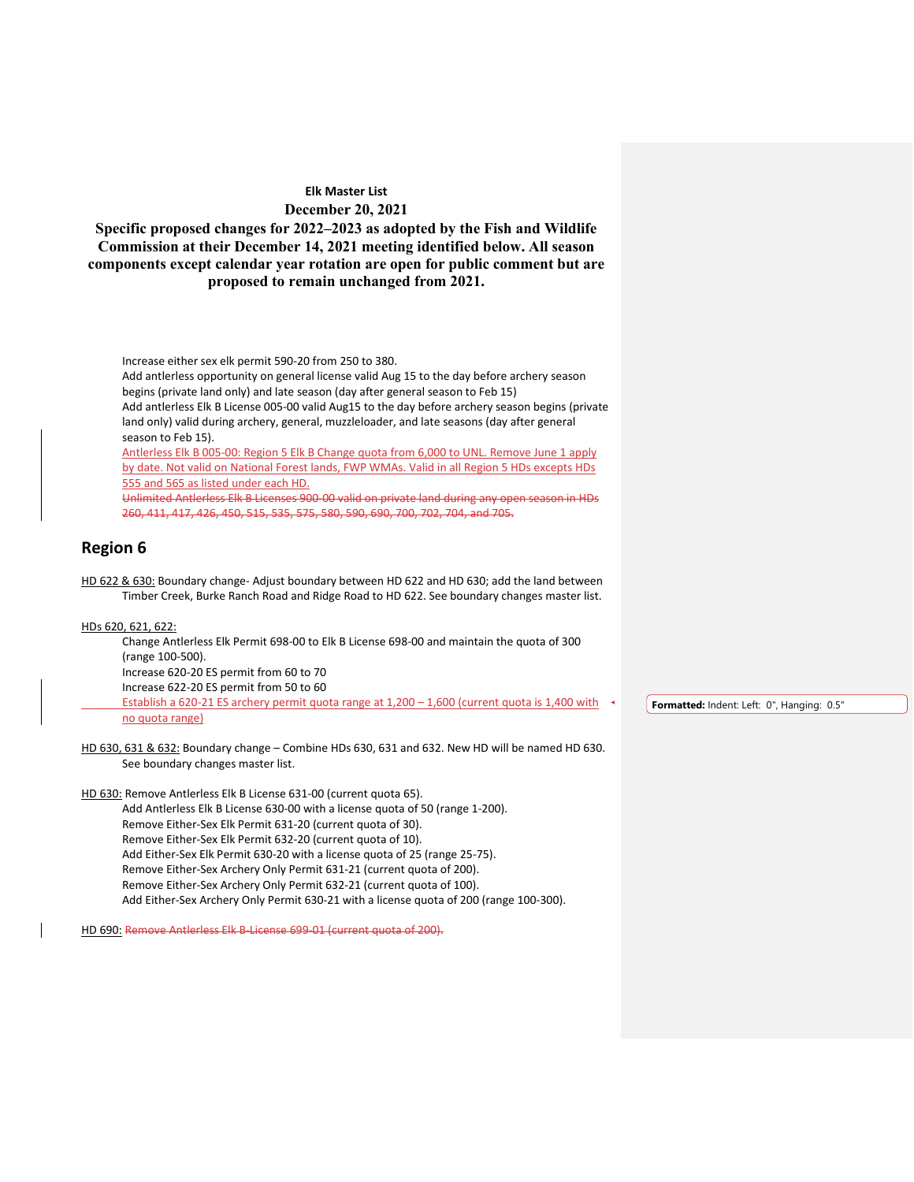**Elk Master List**

**December 20, 2021**

**Specific proposed changes for 2022–2023 as adopted by the Fish and Wildlife Commission at their December 14, 2021 meeting identified below. All season components except calendar year rotation are open for public comment but are proposed to remain unchanged from 2021.**

Increase either sex elk permit 590-20 from 250 to 380.
Add antlerless opportunity on general license valid Aug 15 to the day before archery season begins (private land only) and late season (day after general season to Feb 15)
Add antlerless Elk B License 005-00 valid Aug15 to the day before archery season begins (private land only) valid during archery, general, muzzleloader, and late seasons (day after general season to Feb 15).
Antlerless Elk B 005-00: Region 5 Elk B Change quota from 6,000 to UNL. Remove June 1 apply by date. Not valid on National Forest lands, FWP WMAs. Valid in all Region 5 HDs excepts HDs 555 and 565 as listed under each HD.
~~Unlimited Antlerless Elk B Licenses 900-00 valid on private land during any open season in HDs 260, 411, 417, 426, 450, 515, 535, 575, 580, 590, 690, 700, 702, 704, and 705.~~

## Region 6

HD 622 & 630: Boundary change- Adjust boundary between HD 622 and HD 630; add the land between Timber Creek, Burke Ranch Road and Ridge Road to HD 622. See boundary changes master list.

HDs 620, 621, 622:
Change Antlerless Elk Permit 698-00 to Elk B License 698-00 and maintain the quota of 300 (range 100-500).
Increase 620-20 ES permit from 60 to 70
Increase 622-20 ES permit from 50 to 60
Establish a 620-21 ES archery permit quota range at 1,200 – 1,600 (current quota is 1,400 with no quota range)

HD 630, 631 & 632: Boundary change – Combine HDs 630, 631 and 632. New HD will be named HD 630. See boundary changes master list.

HD 630: Remove Antlerless Elk B License 631-00 (current quota 65).
Add Antlerless Elk B License 630-00 with a license quota of 50 (range 1-200).
Remove Either-Sex Elk Permit 631-20 (current quota of 30).
Remove Either-Sex Elk Permit 632-20 (current quota of 10).
Add Either-Sex Elk Permit 630-20 with a license quota of 25 (range 25-75).
Remove Either-Sex Archery Only Permit 631-21 (current quota of 200).
Remove Either-Sex Archery Only Permit 632-21 (current quota of 100).
Add Either-Sex Archery Only Permit 630-21 with a license quota of 200 (range 100-300).

HD 690: ~~Remove Antlerless Elk B-License 699-01 (current quota of 200).~~

Formatted: Indent: Left: 0", Hanging: 0.5"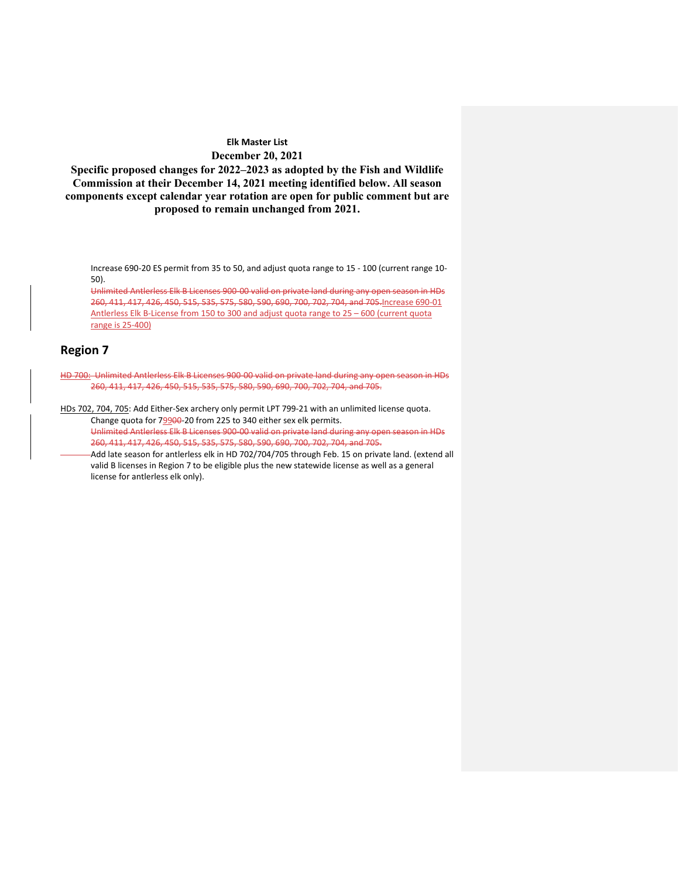**Elk Master List**

**December 20, 2021**

**Specific proposed changes for 2022–2023 as adopted by the Fish and Wildlife Commission at their December 14, 2021 meeting identified below. All season components except calendar year rotation are open for public comment but are proposed to remain unchanged from 2021.**

Increase 690-20 ES permit from 35 to 50, and adjust quota range to 15 - 100 (current range 10-50).

~~Unlimited Antlerless Elk B Licenses 900-00 valid on private land during any open season in HDs 260, 411, 417, 426, 450, 515, 535, 575, 580, 590, 690, 700, 702, 704, and 705.~~Increase 690-01 Antlerless Elk B-License from 150 to 300 and adjust quota range to 25 – 600 (current quota range is 25-400)

## Region 7

~~HD 700: Unlimited Antlerless Elk B Licenses 900-00 valid on private land during any open season in HDs 260, 411, 417, 426, 450, 515, 535, 575, 580, 590, 690, 700, 702, 704, and 705.~~

HDs 702, 704, 705: Add Either-Sex archery only permit LPT 799-21 with an unlimited license quota.

Change quota for 7~~900~~99-20 from 225 to 340 either sex elk permits.

~~Unlimited Antlerless Elk B Licenses 900-00 valid on private land during any open season in HDs 260, 411, 417, 426, 450, 515, 535, 575, 580, 590, 690, 700, 702, 704, and 705.~~

Add late season for antlerless elk in HD 702/704/705 through Feb. 15 on private land. (extend all valid B licenses in Region 7 to be eligible plus the new statewide license as well as a general license for antlerless elk only).